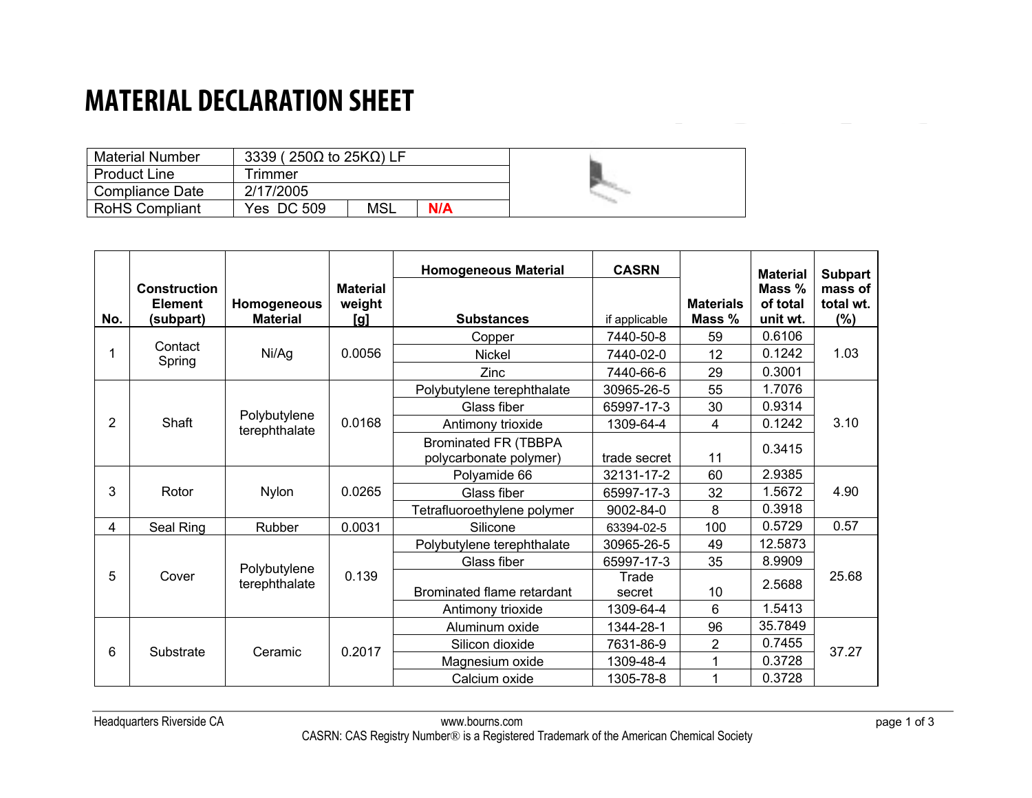# MATERIAL DECLARATION SHEET

| | | | |
|---|---|---|---|
| Material Number | 3339 ( 250Ω to 25KΩ) LF | | |
| Product Line | Trimmer | | |
| Compliance Date | 2/17/2005 | | |
| RoHS Compliant | Yes DC 509 | MSL | N/A |

| No. | Construction Element (subpart) | Homogeneous Material | Material weight [g] | Homogeneous Material Substances | CASRN if applicable | Materials Mass % | Material Mass % of total unit wt. | Subpart mass of total wt. (%) |
|---|---|---|---|---|---|---|---|---|
| 1 | Contact Spring | Ni/Ag | 0.0056 | Copper | 7440-50-8 | 59 | 0.6106 | 1.03 |
| | | | | Nickel | 7440-02-0 | 12 | 0.1242 | |
| | | | | Zinc | 7440-66-6 | 29 | 0.3001 | |
| 2 | Shaft | Polybutylene terephthalate | 0.0168 | Polybutylene terephthalate | 30965-26-5 | 55 | 1.7076 | 3.10 |
| | | | | Glass fiber | 65997-17-3 | 30 | 0.9314 | |
| | | | | Antimony trioxide | 1309-64-4 | 4 | 0.1242 | |
| | | | | Brominated FR (TBBPA polycarbonate polymer) | trade secret | 11 | 0.3415 | |
| 3 | Rotor | Nylon | 0.0265 | Polyamide 66 | 32131-17-2 | 60 | 2.9385 | 4.90 |
| | | | | Glass fiber | 65997-17-3 | 32 | 1.5672 | |
| | | | | Tetrafluoroethylene polymer | 9002-84-0 | 8 | 0.3918 | |
| 4 | Seal Ring | Rubber | 0.0031 | Silicone | 63394-02-5 | 100 | 0.5729 | 0.57 |
| 5 | Cover | Polybutylene terephthalate | 0.139 | Polybutylene terephthalate | 30965-26-5 | 49 | 12.5873 | 25.68 |
| | | | | Glass fiber | 65997-17-3 | 35 | 8.9909 | |
| | | | | Brominated flame retardant | Trade secret | 10 | 2.5688 | |
| | | | | Antimony trioxide | 1309-64-4 | 6 | 1.5413 | |
| 6 | Substrate | Ceramic | 0.2017 | Aluminum oxide | 1344-28-1 | 96 | 35.7849 | 37.27 |
| | | | | Silicon dioxide | 7631-86-9 | 2 | 0.7455 | |
| | | | | Magnesium oxide | 1309-48-4 | 1 | 0.3728 | |
| | | | | Calcium oxide | 1305-78-8 | 1 | 0.3728 | |

Headquarters Riverside CA www.bourns.com

CASRN: CAS Registry Number® is a Registered Trademark of the American Chemical Society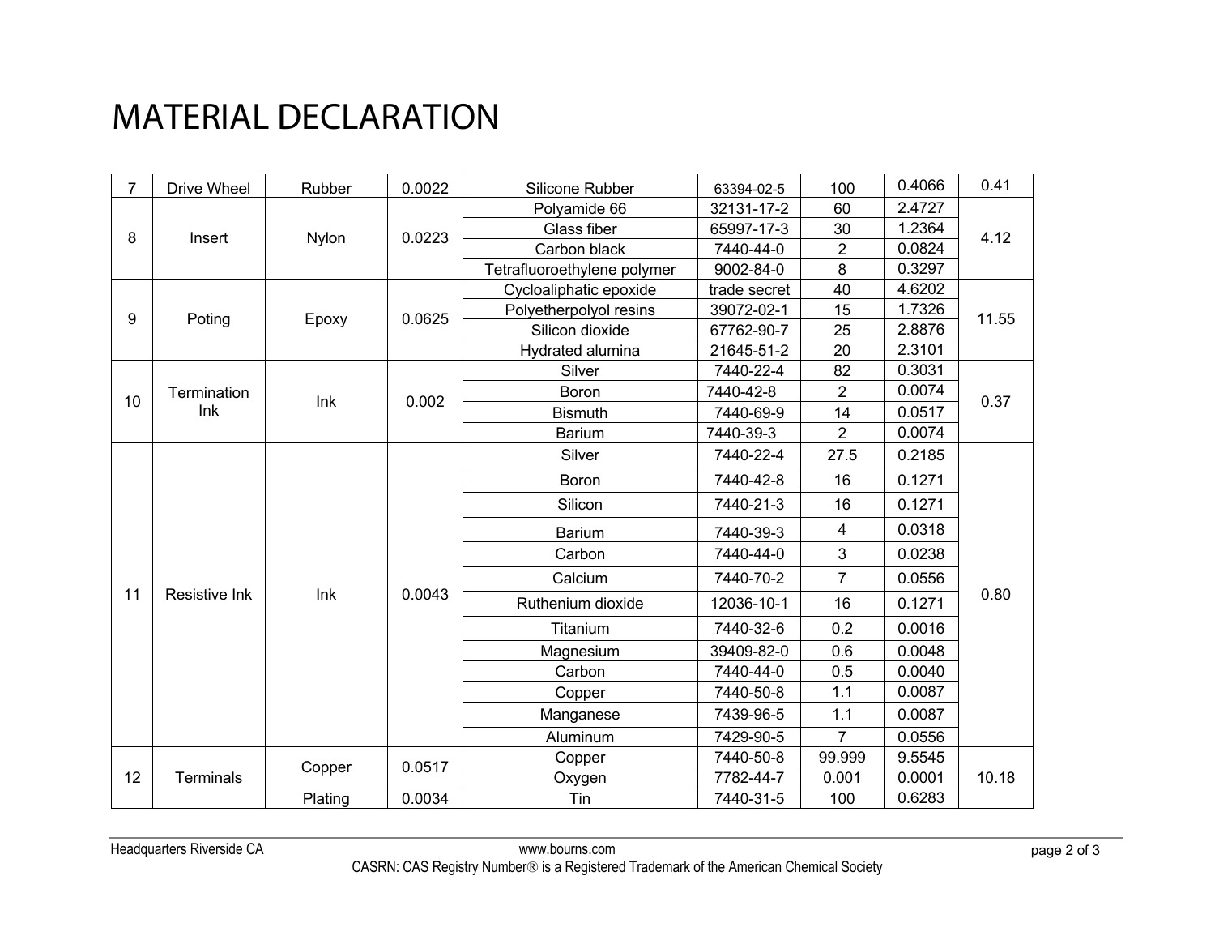# MATERIAL DECLARATION

| | | | | | | | | |
|---|---|---|---|---|---|---|---|---|
| 7 | Drive Wheel | Rubber | 0.0022 | Silicone Rubber | 63394-02-5 | 100 | 0.4066 | 0.41 |
| 8 | Insert | Nylon | 0.0223 | Polyamide 66 | 32131-17-2 | 60 | 2.4727 | 4.12 |
| | | | | Glass fiber | 65997-17-3 | 30 | 1.2364 | |
| | | | | Carbon black | 7440-44-0 | 2 | 0.0824 | |
| | | | | Tetrafluoroethylene polymer | 9002-84-0 | 8 | 0.3297 | |
| 9 | Poting | Epoxy | 0.0625 | Cycloaliphatic epoxide | trade secret | 40 | 4.6202 | 11.55 |
| | | | | Polyetherpolyol resins | 39072-02-1 | 15 | 1.7326 | |
| | | | | Silicon dioxide | 67762-90-7 | 25 | 2.8876 | |
| | | | | Hydrated alumina | 21645-51-2 | 20 | 2.3101 | |
| 10 | Termination Ink | Ink | 0.002 | Silver | 7440-22-4 | 82 | 0.3031 | 0.37 |
| | | | | Boron | 7440-42-8 | 2 | 0.0074 | |
| | | | | Bismuth | 7440-69-9 | 14 | 0.0517 | |
| | | | | Barium | 7440-39-3 | 2 | 0.0074 | |
| 11 | Resistive Ink | Ink | 0.0043 | Silver | 7440-22-4 | 27.5 | 0.2185 | 0.80 |
| | | | | Boron | 7440-42-8 | 16 | 0.1271 | |
| | | | | Silicon | 7440-21-3 | 16 | 0.1271 | |
| | | | | Barium | 7440-39-3 | 4 | 0.0318 | |
| | | | | Carbon | 7440-44-0 | 3 | 0.0238 | |
| | | | | Calcium | 7440-70-2 | 7 | 0.0556 | |
| | | | | Ruthenium dioxide | 12036-10-1 | 16 | 0.1271 | |
| | | | | Titanium | 7440-32-6 | 0.2 | 0.0016 | |
| | | | | Magnesium | 39409-82-0 | 0.6 | 0.0048 | |
| | | | | Carbon | 7440-44-0 | 0.5 | 0.0040 | |
| | | | | Copper | 7440-50-8 | 1.1 | 0.0087 | |
| | | | | Manganese | 7439-96-5 | 1.1 | 0.0087 | |
| | | | | Aluminum | 7429-90-5 | 7 | 0.0556 | |
| 12 | Terminals | Copper | 0.0517 | Copper | 7440-50-8 | 99.999 | 9.5545 | 10.18 |
| | | | | Oxygen | 7782-44-7 | 0.001 | 0.0001 | |
| | | Plating | 0.0034 | Tin | 7440-31-5 | 100 | 0.6283 | |

Headquarters Riverside CA | www.bourns.com

CASRN: CAS Registry Number® is a Registered Trademark of the American Chemical Society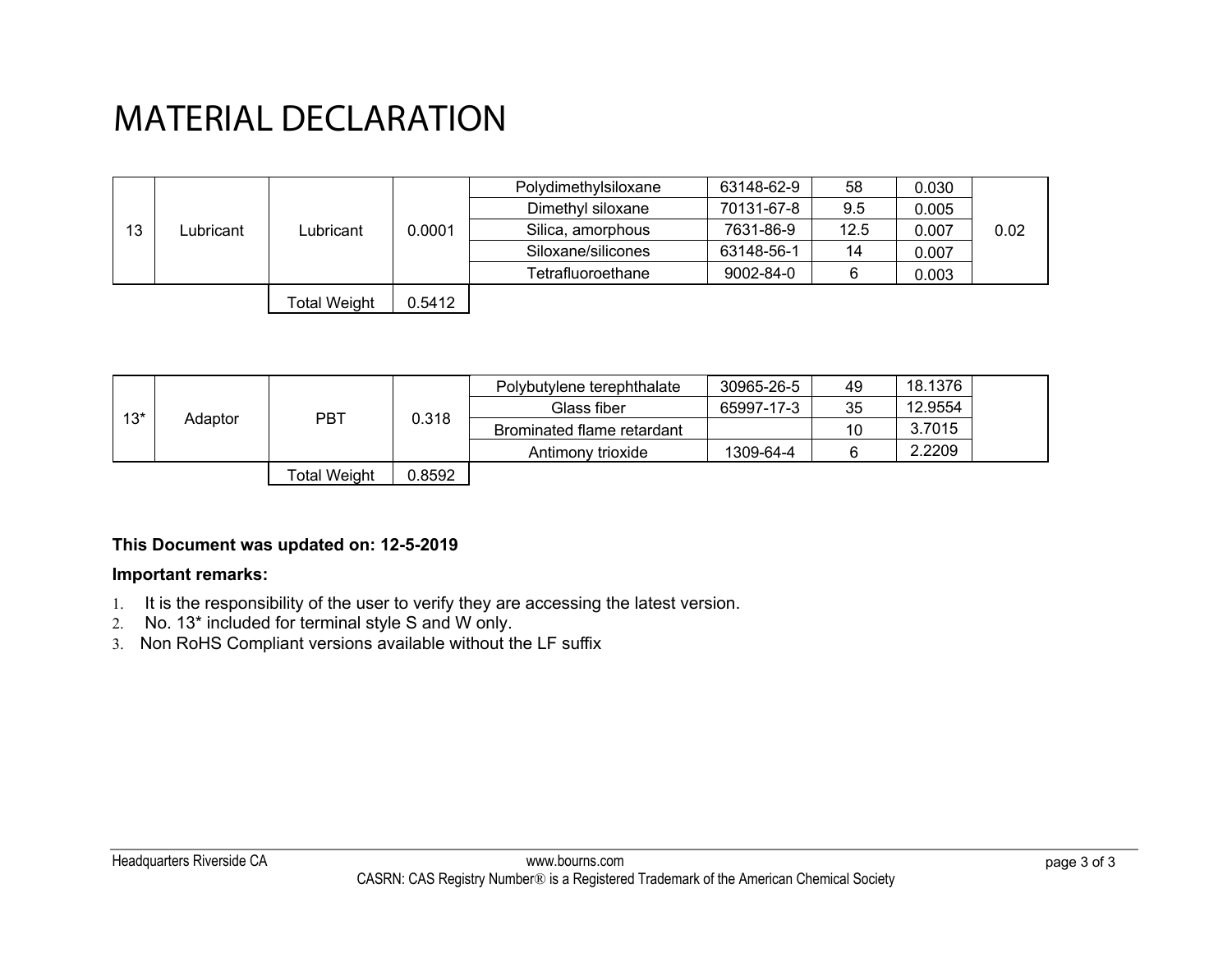# MATERIAL DECLARATION

| | | | | | | | | |
|---|---|---|---|---|---|---|---|---|
| 13 | Lubricant | Lubricant | 0.0001 | Polydimethylsiloxane | 63148-62-9 | 58 | 0.030 | 0.02 |
| | | | | Dimethyl siloxane | 70131-67-8 | 9.5 | 0.005 | |
| | | | | Silica, amorphous | 7631-86-9 | 12.5 | 0.007 | |
| | | | | Siloxane/silicones | 63148-56-1 | 14 | 0.007 | |
| | | | | Tetrafluoroethane | 9002-84-0 | 6 | 0.003 | |
| | | Total Weight | 0.5412 | | | | | |

| | | | | | | | | |
|---|---|---|---|---|---|---|---|---|
| 13* | Adaptor | PBT | 0.318 | Polybutylene terephthalate | 30965-26-5 | 49 | 18.1376 | |
| | | | | Glass fiber | 65997-17-3 | 35 | 12.9554 | |
| | | | | Brominated flame retardant | | 10 | 3.7015 | |
| | | | | Antimony trioxide | 1309-64-4 | 6 | 2.2209 | |
| | | Total Weight | 0.8592 | | | | | |

**This Document was updated on: 12-5-2019**

**Important remarks:**

1. It is the responsibility of the user to verify they are accessing the latest version.
2. No. 13* included for terminal style S and W only.
3. Non RoHS Compliant versions available without the LF suffix

Headquarters Riverside CA www.bourns.com

CASRN: CAS Registry Number® is a Registered Trademark of the American Chemical Society